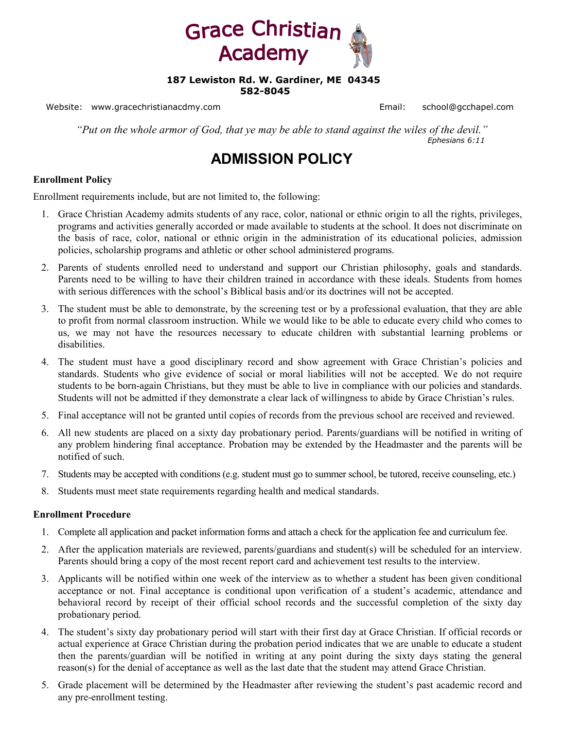# Grace Christian Academy

**187 Lewiston Rd. W. Gardiner, ME 04345**
**582-8045**

Website: www.gracechristianacdmy.com Email: school@gcchapel.com

*"Put on the whole armor of God, that ye may be able to stand against the wiles of the devil."*
*Ephesians 6:11*

## ADMISSION POLICY

### Enrollment Policy

Enrollment requirements include, but are not limited to, the following:

1. Grace Christian Academy admits students of any race, color, national or ethnic origin to all the rights, privileges, programs and activities generally accorded or made available to students at the school. It does not discriminate on the basis of race, color, national or ethnic origin in the administration of its educational policies, admission policies, scholarship programs and athletic or other school administered programs.
2. Parents of students enrolled need to understand and support our Christian philosophy, goals and standards. Parents need to be willing to have their children trained in accordance with these ideals. Students from homes with serious differences with the school's Biblical basis and/or its doctrines will not be accepted.
3. The student must be able to demonstrate, by the screening test or by a professional evaluation, that they are able to profit from normal classroom instruction. While we would like to be able to educate every child who comes to us, we may not have the resources necessary to educate children with substantial learning problems or disabilities.
4. The student must have a good disciplinary record and show agreement with Grace Christian's policies and standards. Students who give evidence of social or moral liabilities will not be accepted. We do not require students to be born-again Christians, but they must be able to live in compliance with our policies and standards. Students will not be admitted if they demonstrate a clear lack of willingness to abide by Grace Christian's rules.
5. Final acceptance will not be granted until copies of records from the previous school are received and reviewed.
6. All new students are placed on a sixty day probationary period. Parents/guardians will be notified in writing of any problem hindering final acceptance. Probation may be extended by the Headmaster and the parents will be notified of such.
7. Students may be accepted with conditions (e.g. student must go to summer school, be tutored, receive counseling, etc.)
8. Students must meet state requirements regarding health and medical standards.

### Enrollment Procedure

1. Complete all application and packet information forms and attach a check for the application fee and curriculum fee.
2. After the application materials are reviewed, parents/guardians and student(s) will be scheduled for an interview. Parents should bring a copy of the most recent report card and achievement test results to the interview.
3. Applicants will be notified within one week of the interview as to whether a student has been given conditional acceptance or not. Final acceptance is conditional upon verification of a student's academic, attendance and behavioral record by receipt of their official school records and the successful completion of the sixty day probationary period.
4. The student's sixty day probationary period will start with their first day at Grace Christian. If official records or actual experience at Grace Christian during the probation period indicates that we are unable to educate a student then the parents/guardian will be notified in writing at any point during the sixty days stating the general reason(s) for the denial of acceptance as well as the last date that the student may attend Grace Christian.
5. Grade placement will be determined by the Headmaster after reviewing the student's past academic record and any pre-enrollment testing.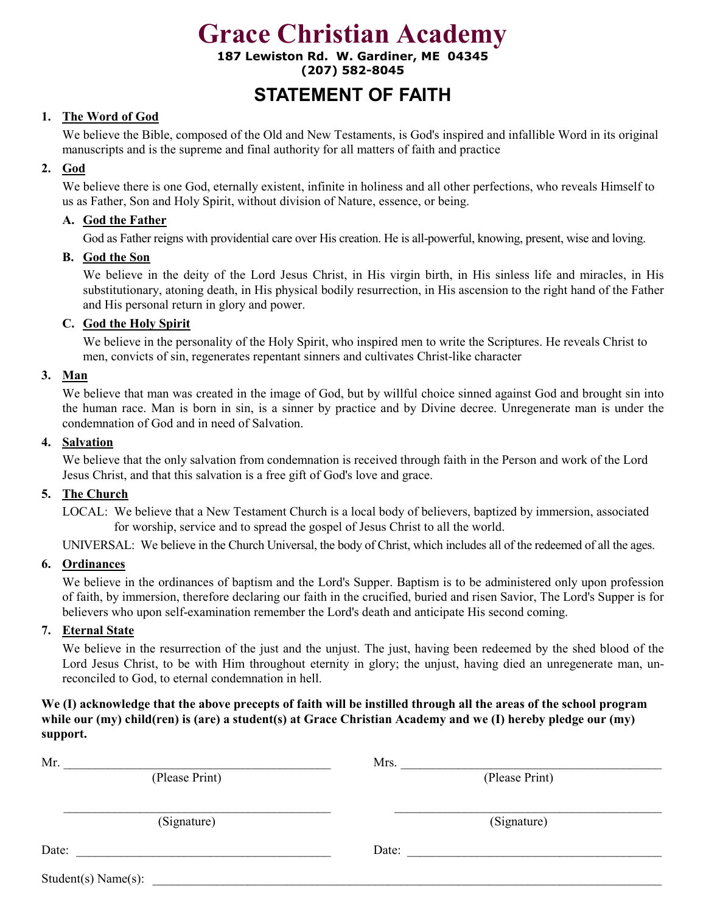# Grace Christian Academy

**187 Lewiston Rd. W. Gardiner, ME 04345**
**(207) 582-8045**

## STATEMENT OF FAITH

1. **The Word of God**

   We believe the Bible, composed of the Old and New Testaments, is God's inspired and infallible Word in its original manuscripts and is the supreme and final authority for all matters of faith and practice

2. **God**

   We believe there is one God, eternally existent, infinite in holiness and all other perfections, who reveals Himself to us as Father, Son and Holy Spirit, without division of Nature, essence, or being.

   A. **God the Father**

      God as Father reigns with providential care over His creation. He is all-powerful, knowing, present, wise and loving.

   B. **God the Son**

      We believe in the deity of the Lord Jesus Christ, in His virgin birth, in His sinless life and miracles, in His substitutionary, atoning death, in His physical bodily resurrection, in His ascension to the right hand of the Father and His personal return in glory and power.

   C. **God the Holy Spirit**

      We believe in the personality of the Holy Spirit, who inspired men to write the Scriptures. He reveals Christ to men, convicts of sin, regenerates repentant sinners and cultivates Christ-like character

3. **Man**

   We believe that man was created in the image of God, but by willful choice sinned against God and brought sin into the human race. Man is born in sin, is a sinner by practice and by Divine decree. Unregenerate man is under the condemnation of God and in need of Salvation.

4. **Salvation**

   We believe that the only salvation from condemnation is received through faith in the Person and work of the Lord Jesus Christ, and that this salvation is a free gift of God's love and grace.

5. **The Church**

   LOCAL: We believe that a New Testament Church is a local body of believers, baptized by immersion, associated for worship, service and to spread the gospel of Jesus Christ to all the world.

   UNIVERSAL: We believe in the Church Universal, the body of Christ, which includes all of the redeemed of all the ages.

6. **Ordinances**

   We believe in the ordinances of baptism and the Lord's Supper. Baptism is to be administered only upon profession of faith, by immersion, therefore declaring our faith in the crucified, buried and risen Savior, The Lord's Supper is for believers who upon self-examination remember the Lord's death and anticipate His second coming.

7. **Eternal State**

   We believe in the resurrection of the just and the unjust. The just, having been redeemed by the shed blood of the Lord Jesus Christ, to be with Him throughout eternity in glory; the unjust, having died an unregenerate man, un-reconciled to God, to eternal condemnation in hell.

**We (I) acknowledge that the above precepts of faith will be instilled through all the areas of the school program while our (my) child(ren) is (are) a student(s) at Grace Christian Academy and we (I) hereby pledge our (my) support.**

Mr. ______________________________ (Please Print)

Mrs. ______________________________ (Please Print)

______________________________ (Signature)

______________________________ (Signature)

Date: ______________________________

Date: ______________________________

Student(s) Name(s): ______________________________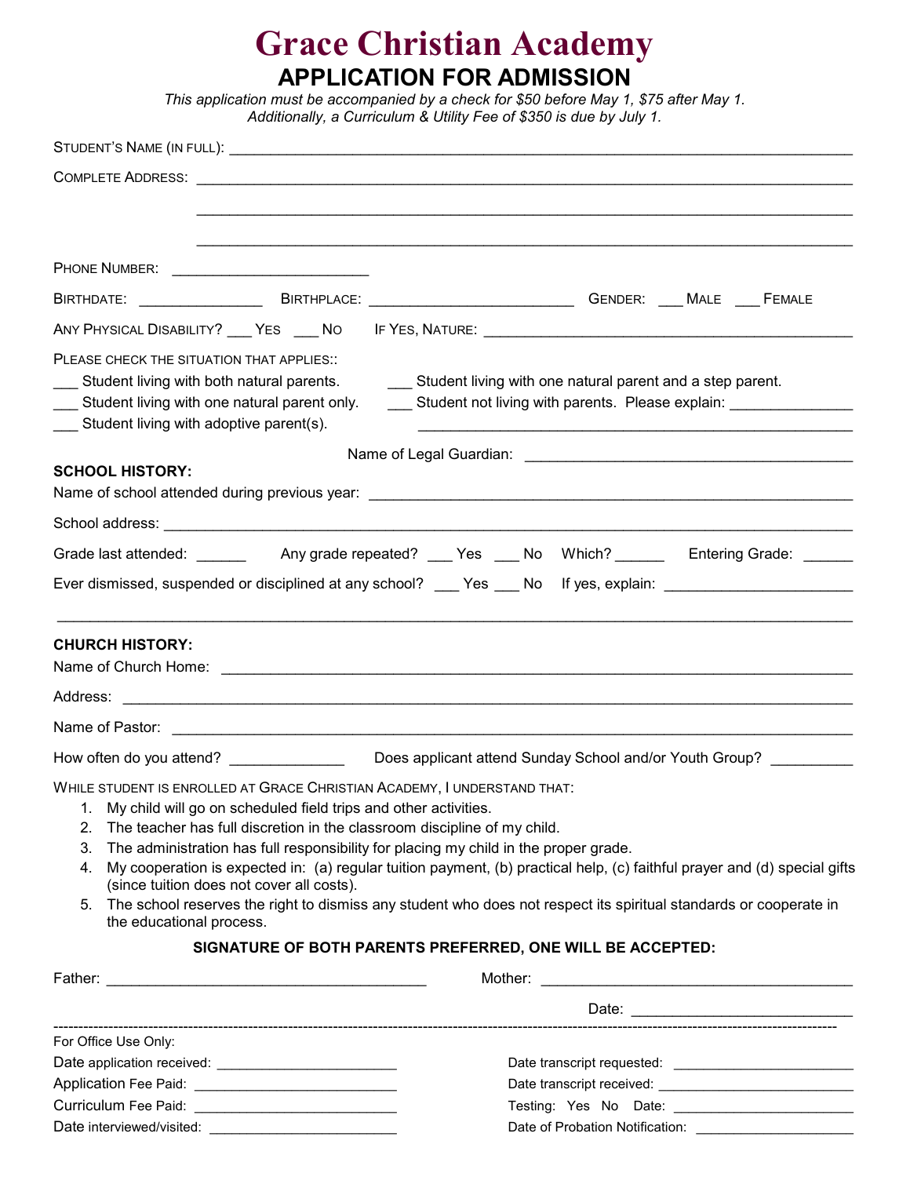# Grace Christian Academy

## APPLICATION FOR ADMISSION

*This application must be accompanied by a check for $50 before May 1, $75 after May 1.*
*Additionally, a Curriculum & Utility Fee of $350 is due by July 1.*

STUDENT'S NAME (IN FULL): ________________________________________________________________

COMPLETE ADDRESS: ________________________________________________________________

________________________________________________________________

________________________________________________________________

PHONE NUMBER: ________________________

BIRTHDATE: _______________ BIRTHPLACE: _________________________ GENDER: ___ MALE ___ FEMALE

ANY PHYSICAL DISABILITY? ___ YES ___ NO IF YES, NATURE: ____________________________________________

PLEASE CHECK THE SITUATION THAT APPLIES::

___ Student living with both natural parents.
___ Student living with one natural parent only.
___ Student living with adoptive parent(s).
___ Student living with one natural parent and a step parent.
___ Student not living with parents. Please explain: _______________

_____________________________________________________

Name of Legal Guardian: ________________________________________

**SCHOOL HISTORY:**

Name of school attended during previous year: ____________________________________________________________

School address: ________________________________________________________________

Grade last attended: ______ Any grade repeated? ___ Yes ___ No Which? ______ Entering Grade: ______

Ever dismissed, suspended or disciplined at any school? ___ Yes ___ No If yes, explain: ______________________

________________________________________________________________________________________

**CHURCH HISTORY:**

Name of Church Home: ________________________________________________________________

Address: ________________________________________________________________

Name of Pastor: ________________________________________________________________

How often do you attend? ______________ Does applicant attend Sunday School and/or Youth Group? __________

WHILE STUDENT IS ENROLLED AT GRACE CHRISTIAN ACADEMY, I UNDERSTAND THAT:

1. My child will go on scheduled field trips and other activities.
2. The teacher has full discretion in the classroom discipline of my child.
3. The administration has full responsibility for placing my child in the proper grade.
4. My cooperation is expected in: (a) regular tuition payment, (b) practical help, (c) faithful prayer and (d) special gifts (since tuition does not cover all costs).
5. The school reserves the right to dismiss any student who does not respect its spiritual standards or cooperate in the educational process.

**SIGNATURE OF BOTH PARENTS PREFERRED, ONE WILL BE ACCEPTED:**

Father: ______________________________________ Mother: ______________________________________

Date: __________________________

---

For Office Use Only:

Date application received: ________________________
Application Fee Paid: ________________________
Curriculum Fee Paid: ________________________
Date interviewed/visited: ________________________

Date transcript requested: ________________________
Date transcript received: ________________________
Testing: Yes No Date: ________________________
Date of Probation Notification: ____________________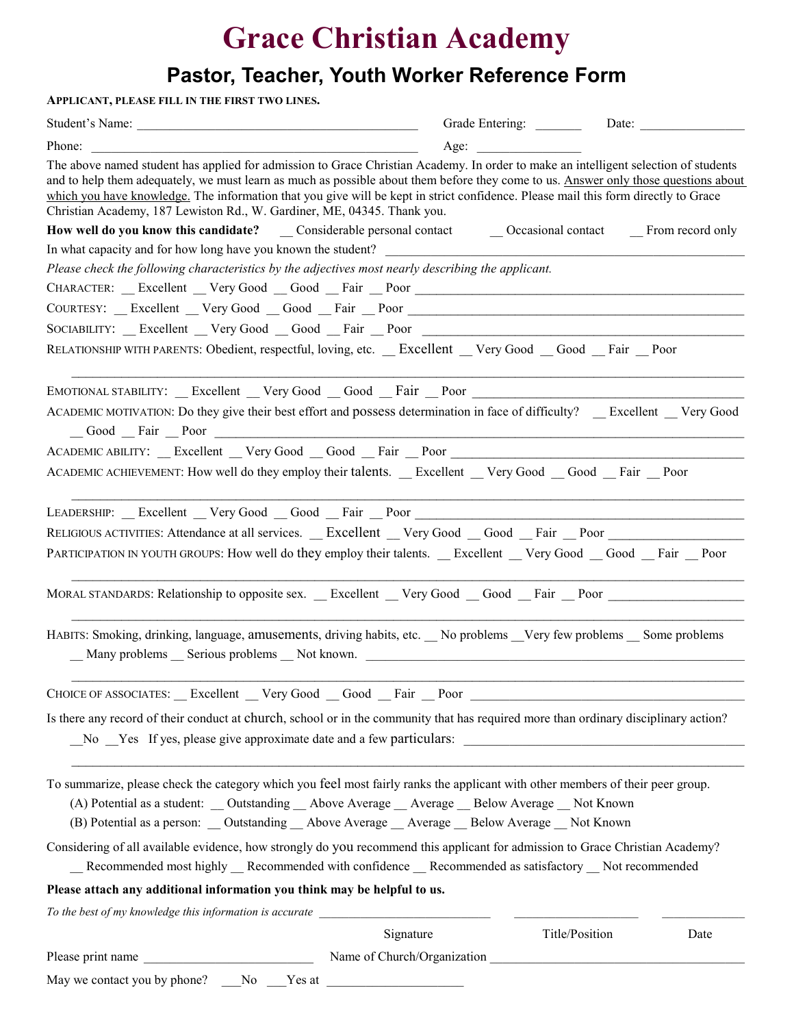# Grace Christian Academy

## Pastor, Teacher, Youth Worker Reference Form

**APPLICANT, PLEASE FILL IN THE FIRST TWO LINES.**

Student's Name: ___________________________________________ Grade Entering: _______ Date: ________________

Phone: __________________________________________________ Age: ________________

The above named student has applied for admission to Grace Christian Academy. In order to make an intelligent selection of students and to help them adequately, we must learn as much as possible about them before they come to us. Answer only those questions about which you have knowledge. The information that you give will be kept in strict confidence. Please mail this form directly to Grace Christian Academy, 187 Lewiston Rd., W. Gardiner, ME, 04345. Thank you.

**How well do you know this candidate?** __ Considerable personal contact __ Occasional contact __ From record only

In what capacity and for how long have you known the student? ______________________________________________

*Please check the following characteristics by the adjectives most nearly describing the applicant.*

CHARACTER: __ Excellent __ Very Good __ Good __ Fair __ Poor ______________________________________________

COURTESY: __ Excellent __ Very Good __ Good __ Fair __ Poor ______________________________________________

SOCIABILITY: __ Excellent __ Very Good __ Good __ Fair __ Poor ______________________________________________

RELATIONSHIP WITH PARENTS: Obedient, respectful, loving, etc. __ Excellent __ Very Good __ Good __ Fair __ Poor

________________________________________________________________________________________________

EMOTIONAL STABILITY: __ Excellent __ Very Good __ Good __ Fair __ Poor ______________________________________

ACADEMIC MOTIVATION: Do they give their best effort and possess determination in face of difficulty? __ Excellent __ Very Good __ Good __ Fair __ Poor ______________________________________________

ACADEMIC ABILITY: __ Excellent __ Very Good __ Good __ Fair __ Poor ______________________________________

ACADEMIC ACHIEVEMENT: How well do they employ their talents. __ Excellent __ Very Good __ Good __ Fair __ Poor

________________________________________________________________________________________________

LEADERSHIP: __ Excellent __ Very Good __ Good __ Fair __ Poor ______________________________________________

RELIGIOUS ACTIVITIES: Attendance at all services. __ Excellent __ Very Good __ Good __ Fair __ Poor ____________________

PARTICIPATION IN YOUTH GROUPS: How well do they employ their talents. __ Excellent __ Very Good __ Good __ Fair __ Poor

________________________________________________________________________________________________

MORAL STANDARDS: Relationship to opposite sex. __ Excellent __ Very Good __ Good __ Fair __ Poor ____________________

________________________________________________________________________________________________

HABITS: Smoking, drinking, language, amusements, driving habits, etc. __ No problems __Very few problems __ Some problems __ Many problems __ Serious problems __ Not known. ______________________________________________

________________________________________________________________________________________________

CHOICE OF ASSOCIATES: __ Excellent __ Very Good __ Good __ Fair __ Poor ______________________________________

Is there any record of their conduct at church, school or in the community that has required more than ordinary disciplinary action?

__No __Yes If yes, please give approximate date and a few particulars: ______________________________________

________________________________________________________________________________________________

To summarize, please check the category which you feel most fairly ranks the applicant with other members of their peer group.

(A) Potential as a student: __ Outstanding __ Above Average __ Average __ Below Average __ Not Known

(B) Potential as a person: __ Outstanding __ Above Average __ Average __ Below Average __ Not Known

Considering of all available evidence, how strongly do you recommend this applicant for admission to Grace Christian Academy?

__ Recommended most highly __ Recommended with confidence __ Recommended as satisfactory __ Not recommended

**Please attach any additional information you think may be helpful to us.**

*To the best of my knowledge this information is accurate* __________________________ ____________________ _____________

Signature Title/Position Date

Please print name __________________________ Name of Church/Organization ______________________________________

May we contact you by phone? ___No ___Yes at _____________________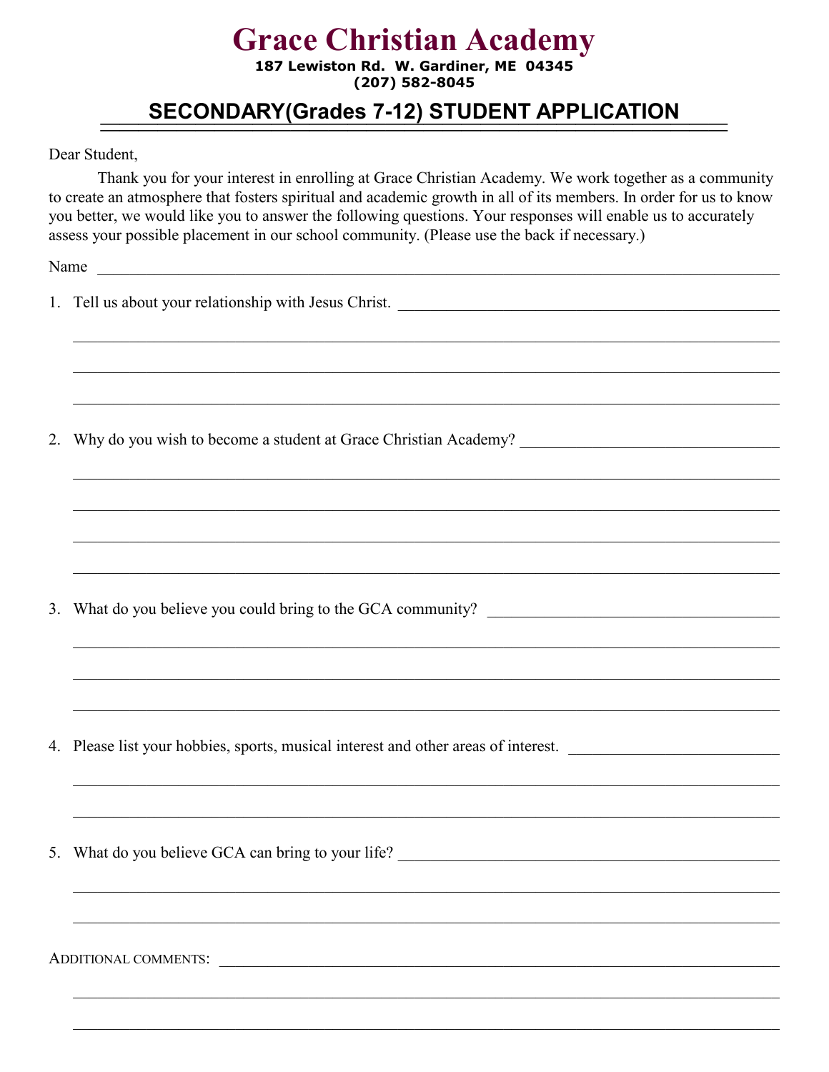# Grace Christian Academy

**187 Lewiston Rd. W. Gardiner, ME 04345**
**(207) 582-8045**

## SECONDARY(Grades 7-12) STUDENT APPLICATION

Dear Student,

Thank you for your interest in enrolling at Grace Christian Academy. We work together as a community to create an atmosphere that fosters spiritual and academic growth in all of its members. In order for us to know you better, we would like you to answer the following questions. Your responses will enable us to accurately assess your possible placement in our school community. (Please use the back if necessary.)

Name ______________________________________________________________________________

1. Tell us about your relationship with Jesus Christ. ______________________________________________

   ________________________________________________________________________________

   ________________________________________________________________________________

   ________________________________________________________________________________

2. Why do you wish to become a student at Grace Christian Academy? ________________________________

   ________________________________________________________________________________

   ________________________________________________________________________________

   ________________________________________________________________________________

   ________________________________________________________________________________

3. What do you believe you could bring to the GCA community? ___________________________________

   ________________________________________________________________________________

   ________________________________________________________________________________

   ________________________________________________________________________________

4. Please list your hobbies, sports, musical interest and other areas of interest. __________________________

   ________________________________________________________________________________

   ________________________________________________________________________________

5. What do you believe GCA can bring to your life? ______________________________________________

   ________________________________________________________________________________

   ________________________________________________________________________________

ADDITIONAL COMMENTS: ______________________________________________________________

   ________________________________________________________________________________

   ________________________________________________________________________________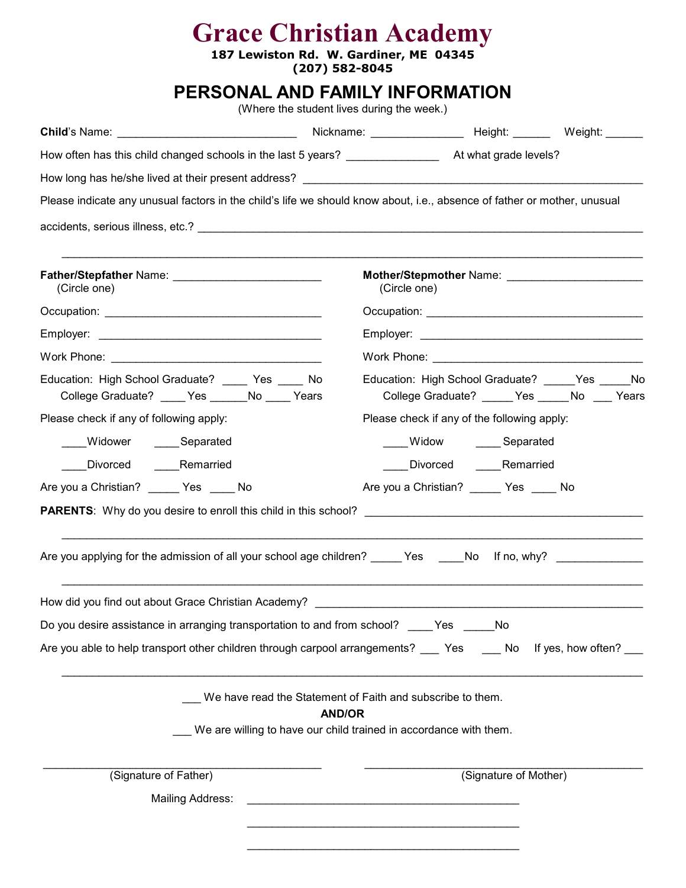# Grace Christian Academy

**187 Lewiston Rd. W. Gardiner, ME 04345**
**(207) 582-8045**

## PERSONAL AND FAMILY INFORMATION

(Where the student lives during the week.)

**Child**'s Name: _____________________________ Nickname: _______________ Height: ______ Weight: ______

How often has this child changed schools in the last 5 years? _______________ At what grade levels?

How long has he/she lived at their present address? ___________________________________________________________

Please indicate any unusual factors in the child's life we should know about, i.e., absence of father or mother, unusual accidents, serious illness, etc.? ___________________________________________________________________________

___________________________________________________________________________________________________

**Father/Stepfather** Name: ________________________
(Circle one)

Occupation: ___________________________________

Employer: ____________________________________

Work Phone: __________________________________

Education: High School Graduate? ____ Yes ____ No
College Graduate? ____ Yes ______No ____ Years

Please check if any of following apply:

____Widower ____Separated

____Divorced ____Remarried

Are you a Christian? _____ Yes ____ No

**Mother/Stepmother** Name: ______________________
(Circle one)

Occupation: ___________________________________

Employer: ____________________________________

Work Phone: __________________________________

Education: High School Graduate? _____Yes _____No
College Graduate? _____ Yes _____ No ___ Years

Please check if any of the following apply:

____Widow ____ Separated

____Divorced ____Remarried

Are you a Christian? _____ Yes ____ No

**PARENTS**: Why do you desire to enroll this child in this school? _____________________________________________

___________________________________________________________________________________________________

Are you applying for the admission of all your school age children? _____ Yes ____No If no, why? ______________

___________________________________________________________________________________________________

How did you find out about Grace Christian Academy? ________________________________________________________

Do you desire assistance in arranging transportation to and from school? ____Yes _____No

Are you able to help transport other children through carpool arrangements? ___ Yes ___ No If yes, how often? ___

___________________________________________________________________________________________________

___ We have read the Statement of Faith and subscribe to them.

**AND/OR**

___ We are willing to have our child trained in accordance with them.

_____________________________________________ (Signature of Father)

_____________________________________________ (Signature of Mother)

Mailing Address: ____________________________________________

____________________________________________

____________________________________________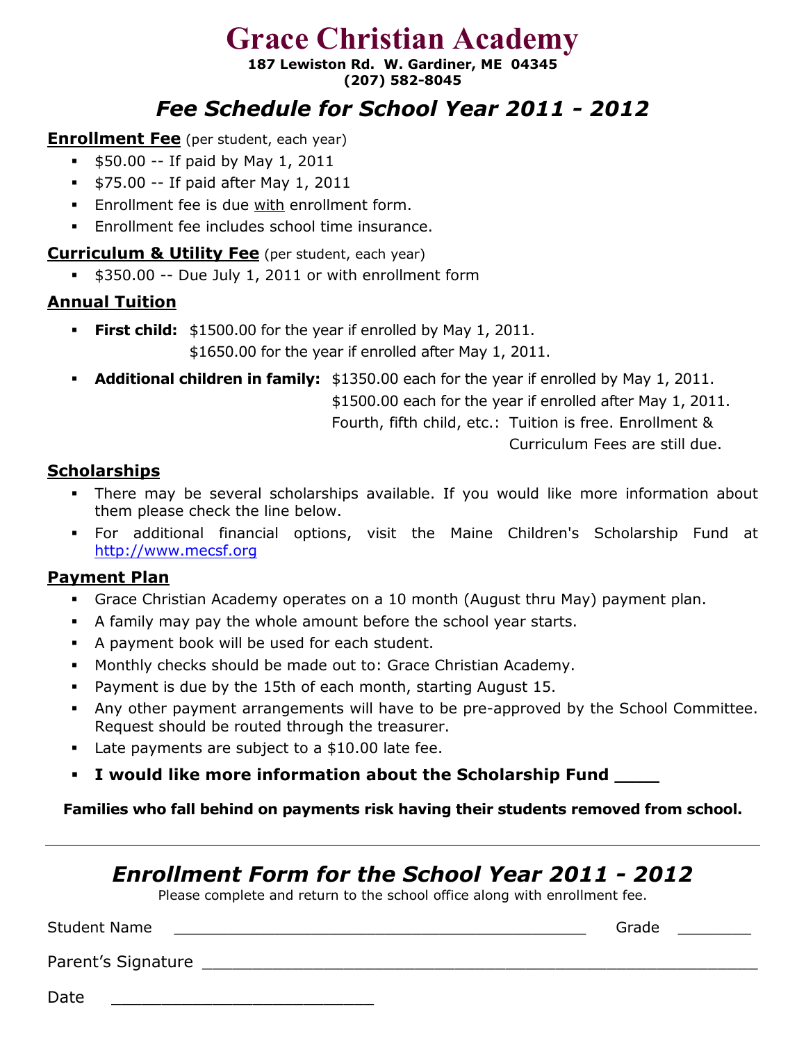# Grace Christian Academy

**187 Lewiston Rd. W. Gardiner, ME 04345**
**(207) 582-8045**

## *Fee Schedule for School Year 2011 - 2012*

**Enrollment Fee** (per student, each year)

- $50.00 -- If paid by May 1, 2011
- $75.00 -- If paid after May 1, 2011
- Enrollment fee is due with enrollment form.
- Enrollment fee includes school time insurance.

**Curriculum & Utility Fee** (per student, each year)

- $350.00 -- Due July 1, 2011 or with enrollment form

**Annual Tuition**

- **First child:** $1500.00 for the year if enrolled by May 1, 2011.
  $1650.00 for the year if enrolled after May 1, 2011.
- **Additional children in family:** $1350.00 each for the year if enrolled by May 1, 2011.
  $1500.00 each for the year if enrolled after May 1, 2011.
  Fourth, fifth child, etc.: Tuition is free. Enrollment & Curriculum Fees are still due.

**Scholarships**

- There may be several scholarships available. If you would like more information about them please check the line below.
- For additional financial options, visit the Maine Children's Scholarship Fund at http://www.mecsf.org

**Payment Plan**

- Grace Christian Academy operates on a 10 month (August thru May) payment plan.
- A family may pay the whole amount before the school year starts.
- A payment book will be used for each student.
- Monthly checks should be made out to: Grace Christian Academy.
- Payment is due by the 15th of each month, starting August 15.
- Any other payment arrangements will have to be pre-approved by the School Committee. Request should be routed through the treasurer.
- Late payments are subject to a $10.00 late fee.
- **I would like more information about the Scholarship Fund ____**

**Families who fall behind on payments risk having their students removed from school.**

---

## *Enrollment Form for the School Year 2011 - 2012*

Please complete and return to the school office along with enrollment fee.

Student Name _____________________________________________ Grade ________

Parent's Signature ____________________________________________________________

Date ____________________________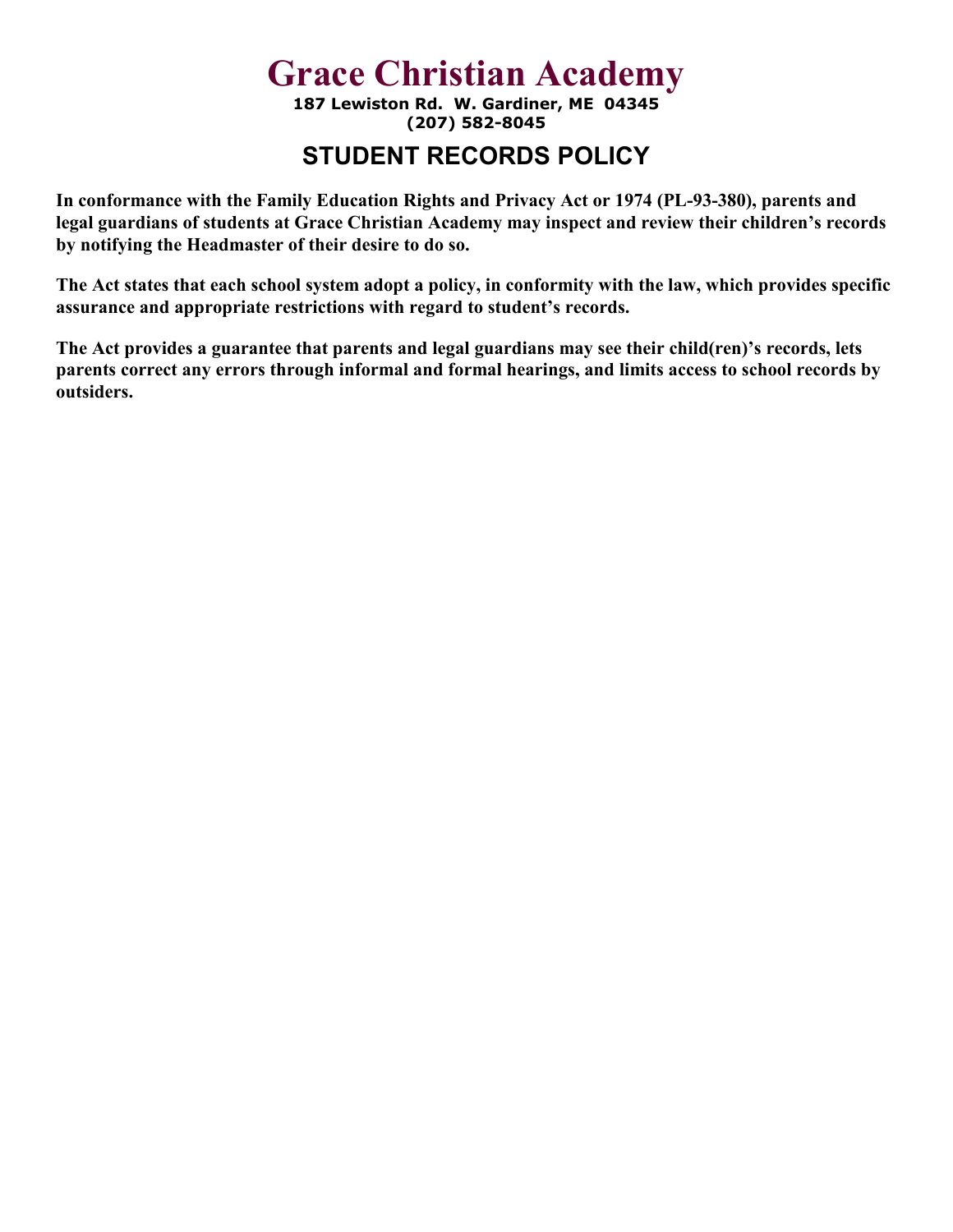# Grace Christian Academy

**187 Lewiston Rd. W. Gardiner, ME 04345**
**(207) 582-8045**

## STUDENT RECORDS POLICY

**In conformance with the Family Education Rights and Privacy Act or 1974 (PL-93-380), parents and legal guardians of students at Grace Christian Academy may inspect and review their children's records by notifying the Headmaster of their desire to do so.**

**The Act states that each school system adopt a policy, in conformity with the law, which provides specific assurance and appropriate restrictions with regard to student's records.**

**The Act provides a guarantee that parents and legal guardians may see their child(ren)'s records, lets parents correct any errors through informal and formal hearings, and limits access to school records by outsiders.**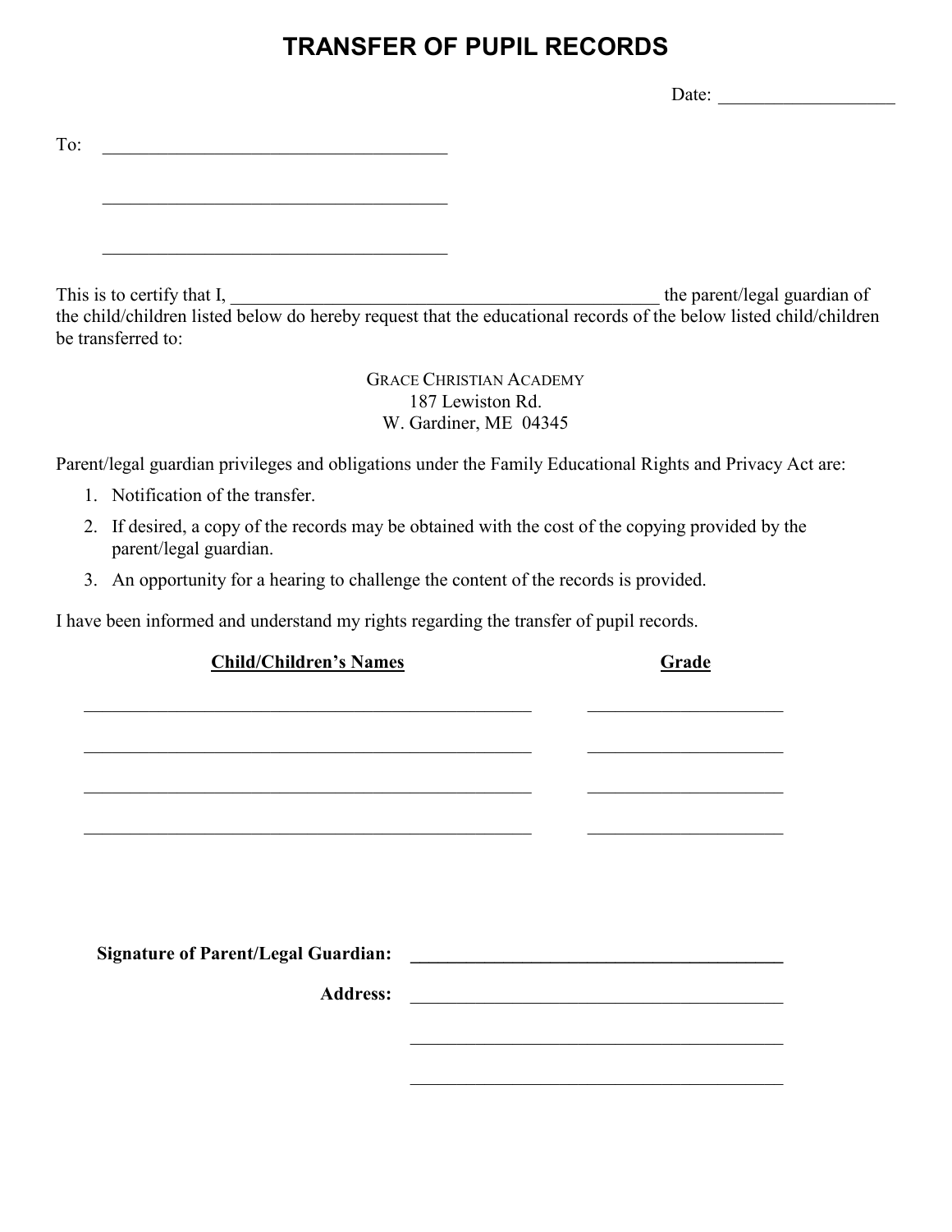# TRANSFER OF PUPIL RECORDS

Date: ___________________

To: ______________________________________

______________________________________

______________________________________

This is to certify that I, _______________________________________________ the parent/legal guardian of the child/children listed below do hereby request that the educational records of the below listed child/children be transferred to:

GRACE CHRISTIAN ACADEMY
187 Lewiston Rd.
W. Gardiner, ME 04345

Parent/legal guardian privileges and obligations under the Family Educational Rights and Privacy Act are:

1. Notification of the transfer.
2. If desired, a copy of the records may be obtained with the cost of the copying provided by the parent/legal guardian.
3. An opportunity for a hearing to challenge the content of the records is provided.

I have been informed and understand my rights regarding the transfer of pupil records.

| Child/Children's Names | Grade |
|---|---|
| | |
| | |
| | |
| | |

**Signature of Parent/Legal Guardian:** ______________________________________

**Address:** ______________________________________

______________________________________

______________________________________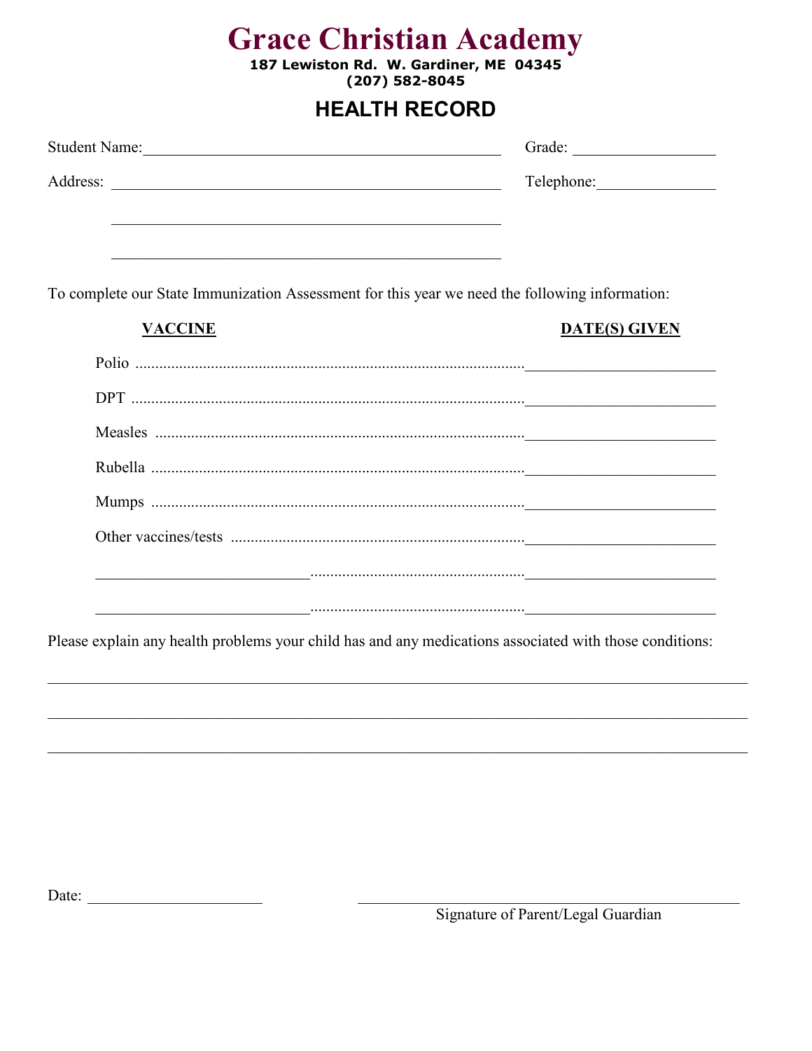# Grace Christian Academy

**187 Lewiston Rd. W. Gardiner, ME 04345**
**(207) 582-8045**

## HEALTH RECORD

Student Name: _______________________________________________ Grade: _________________

Address: ___________________________________________________ Telephone: _______________

___________________________________________________

___________________________________________________

To complete our State Immunization Assessment for this year we need the following information:

| VACCINE | DATE(S) GIVEN |
|---|---|
| Polio | ________________________ |
| DPT | ________________________ |
| Measles | ________________________ |
| Rubella | ________________________ |
| Mumps | ________________________ |
| Other vaccines/tests | ________________________ |
| ____________________________ | ________________________ |
| ____________________________ | ________________________ |

Please explain any health problems your child has and any medications associated with those conditions:

_____________________________________________________________________________________

_____________________________________________________________________________________

_____________________________________________________________________________________

Date: ______________________ _______________________________________________

Signature of Parent/Legal Guardian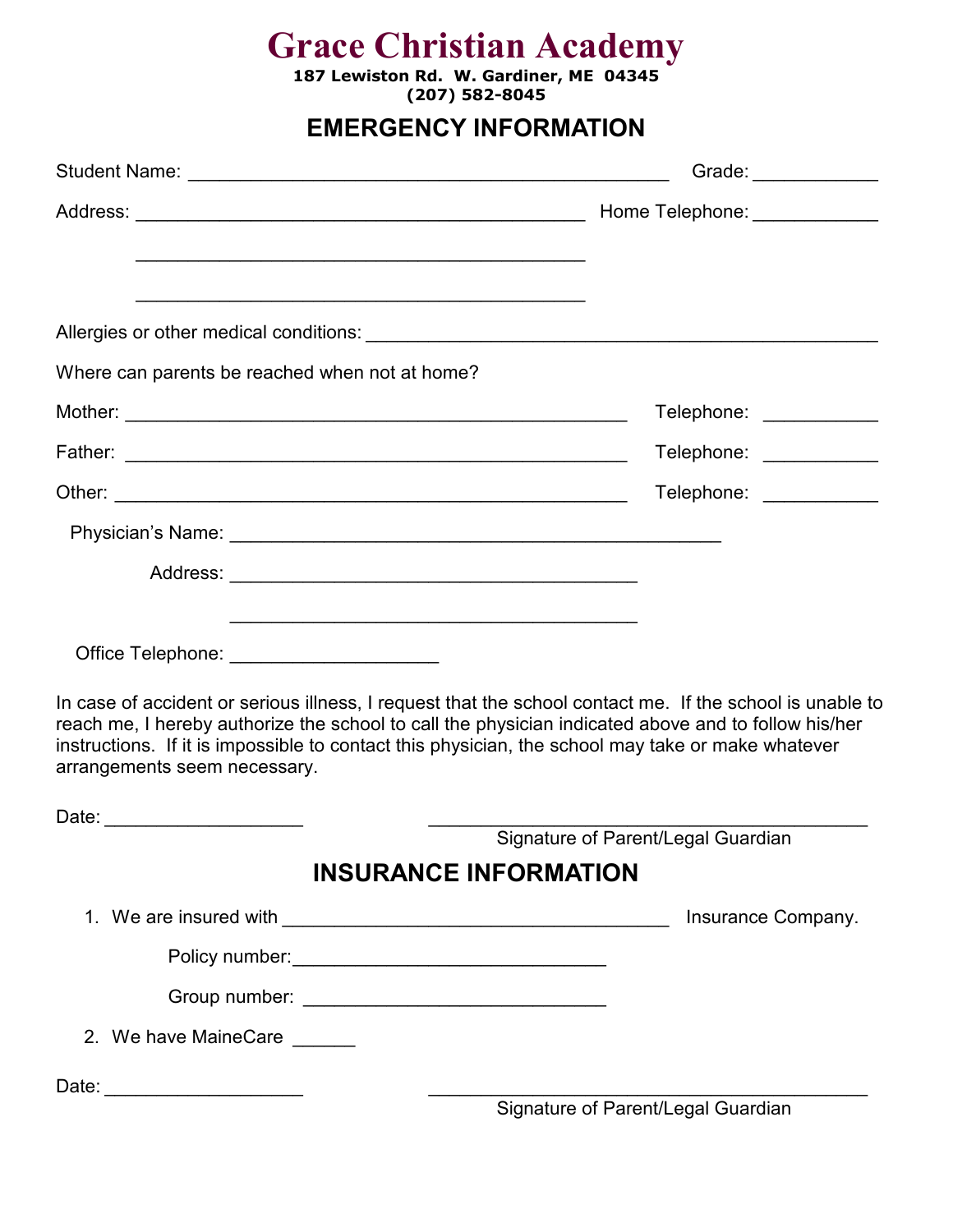# Grace Christian Academy

**187 Lewiston Rd. W. Gardiner, ME 04345**
**(207) 582-8045**

## EMERGENCY INFORMATION

Student Name: ______________________________________________ Grade: ____________

Address: ___________________________________________ Home Telephone: ____________

___________________________________________

___________________________________________

Allergies or other medical conditions: _________________________________________________

Where can parents be reached when not at home?

Mother: ________________________________________________ Telephone: ___________

Father: ________________________________________________ Telephone: ___________

Other: _________________________________________________ Telephone: ___________

Physician's Name: _______________________________________________

Address: _______________________________________

_______________________________________

Office Telephone: ____________________

In case of accident or serious illness, I request that the school contact me. If the school is unable to reach me, I hereby authorize the school to call the physician indicated above and to follow his/her instructions. If it is impossible to contact this physician, the school may take or make whatever arrangements seem necessary.

Date: ___________________ __________________________________________

Signature of Parent/Legal Guardian

## INSURANCE INFORMATION

1. We are insured with _____________________________________ Insurance Company.

   Policy number:______________________________

   Group number: _____________________________

2. We have MaineCare ______

Date: ___________________ __________________________________________

Signature of Parent/Legal Guardian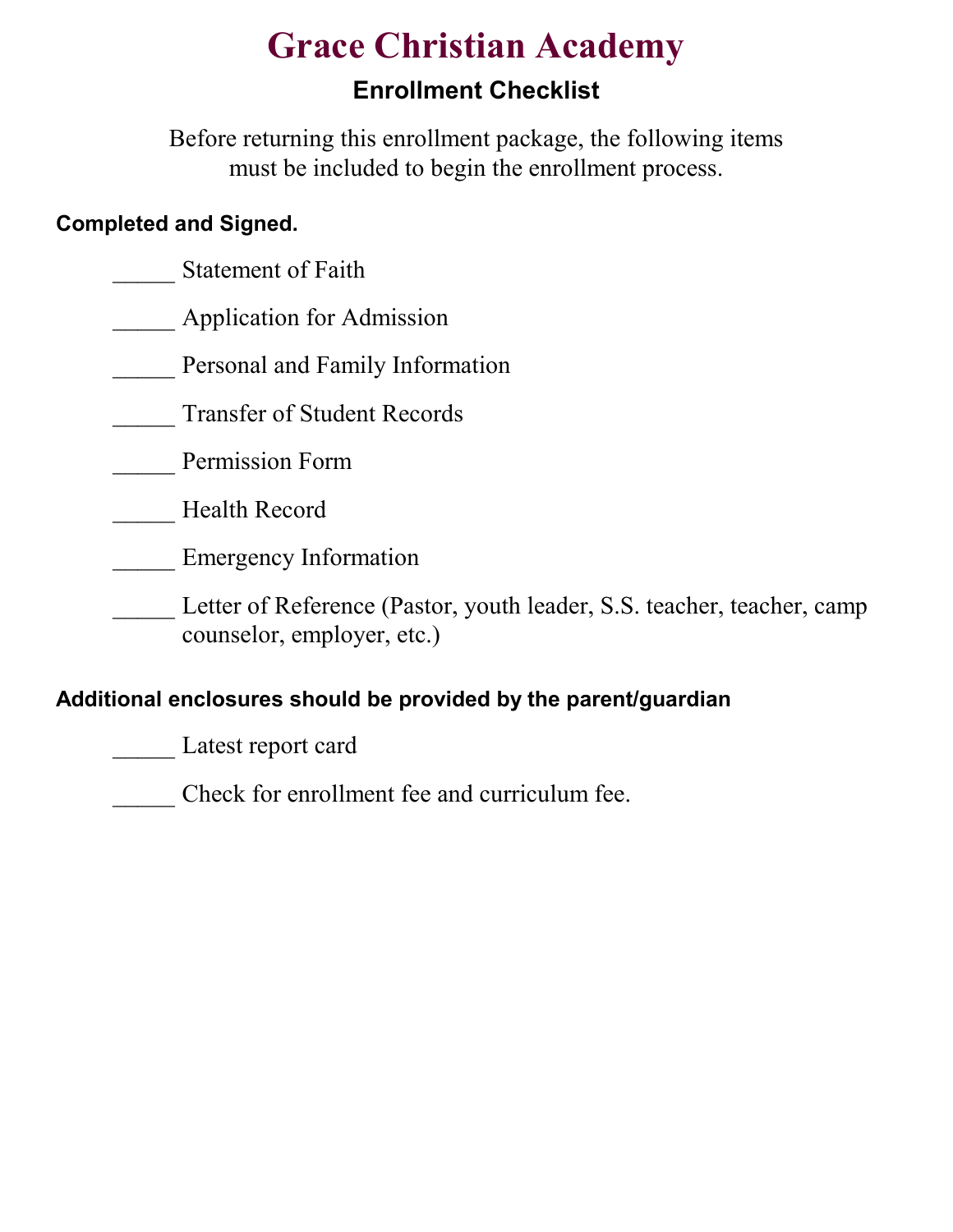# Grace Christian Academy

## Enrollment Checklist

Before returning this enrollment package, the following items must be included to begin the enrollment process.

**Completed and Signed.**

_____ Statement of Faith

_____ Application for Admission

_____ Personal and Family Information

_____ Transfer of Student Records

_____ Permission Form

_____ Health Record

_____ Emergency Information

_____ Letter of Reference (Pastor, youth leader, S.S. teacher, teacher, camp counselor, employer, etc.)

**Additional enclosures should be provided by the parent/guardian**

_____ Latest report card

_____ Check for enrollment fee and curriculum fee.